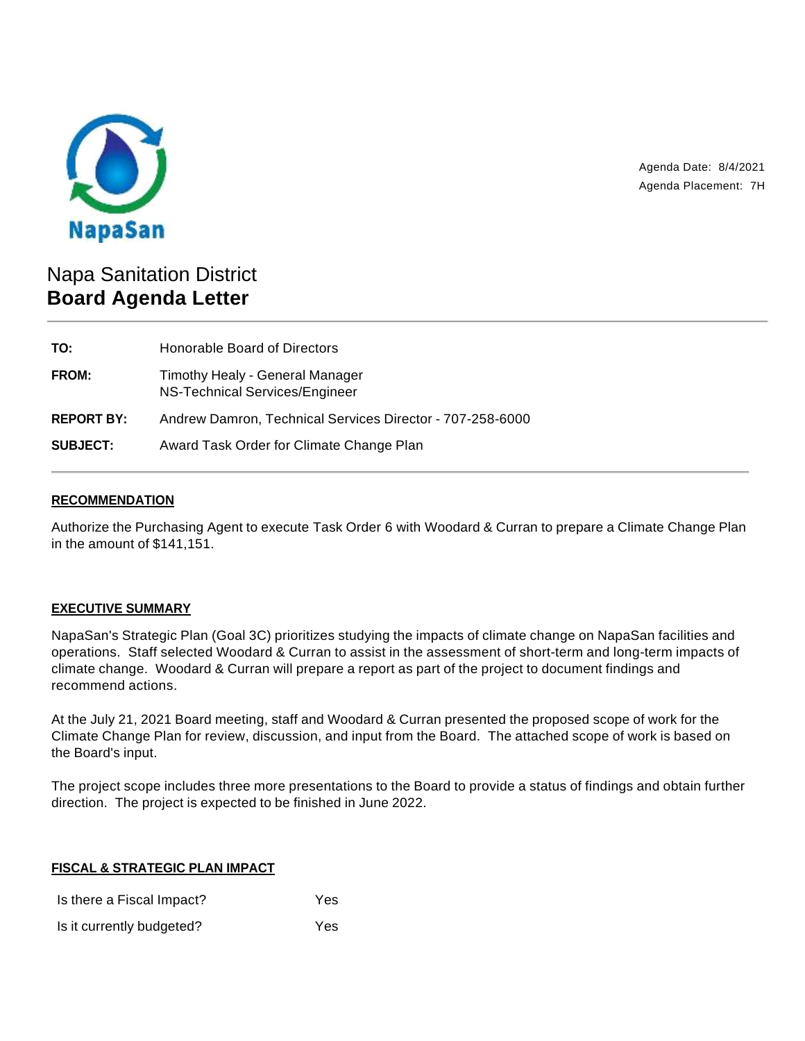NapaSan

Agenda Date: 8/4/2021
Agenda Placement: 7H

# Napa Sanitation District
## Board Agenda Letter

| | |
|---|---|
| **TO:** | Honorable Board of Directors |
| **FROM:** | Timothy Healy - General Manager<br>NS-Technical Services/Engineer |
| **REPORT BY:** | Andrew Damron, Technical Services Director - 707-258-6000 |
| **SUBJECT:** | Award Task Order for Climate Change Plan |

### RECOMMENDATION

Authorize the Purchasing Agent to execute Task Order 6 with Woodard & Curran to prepare a Climate Change Plan in the amount of $141,151.

### EXECUTIVE SUMMARY

NapaSan's Strategic Plan (Goal 3C) prioritizes studying the impacts of climate change on NapaSan facilities and operations. Staff selected Woodard & Curran to assist in the assessment of short-term and long-term impacts of climate change. Woodard & Curran will prepare a report as part of the project to document findings and recommend actions.

At the July 21, 2021 Board meeting, staff and Woodard & Curran presented the proposed scope of work for the Climate Change Plan for review, discussion, and input from the Board. The attached scope of work is based on the Board's input.

The project scope includes three more presentations to the Board to provide a status of findings and obtain further direction. The project is expected to be finished in June 2022.

### FISCAL & STRATEGIC PLAN IMPACT

| | |
|---|---|
| Is there a Fiscal Impact? | Yes |
| Is it currently budgeted? | Yes |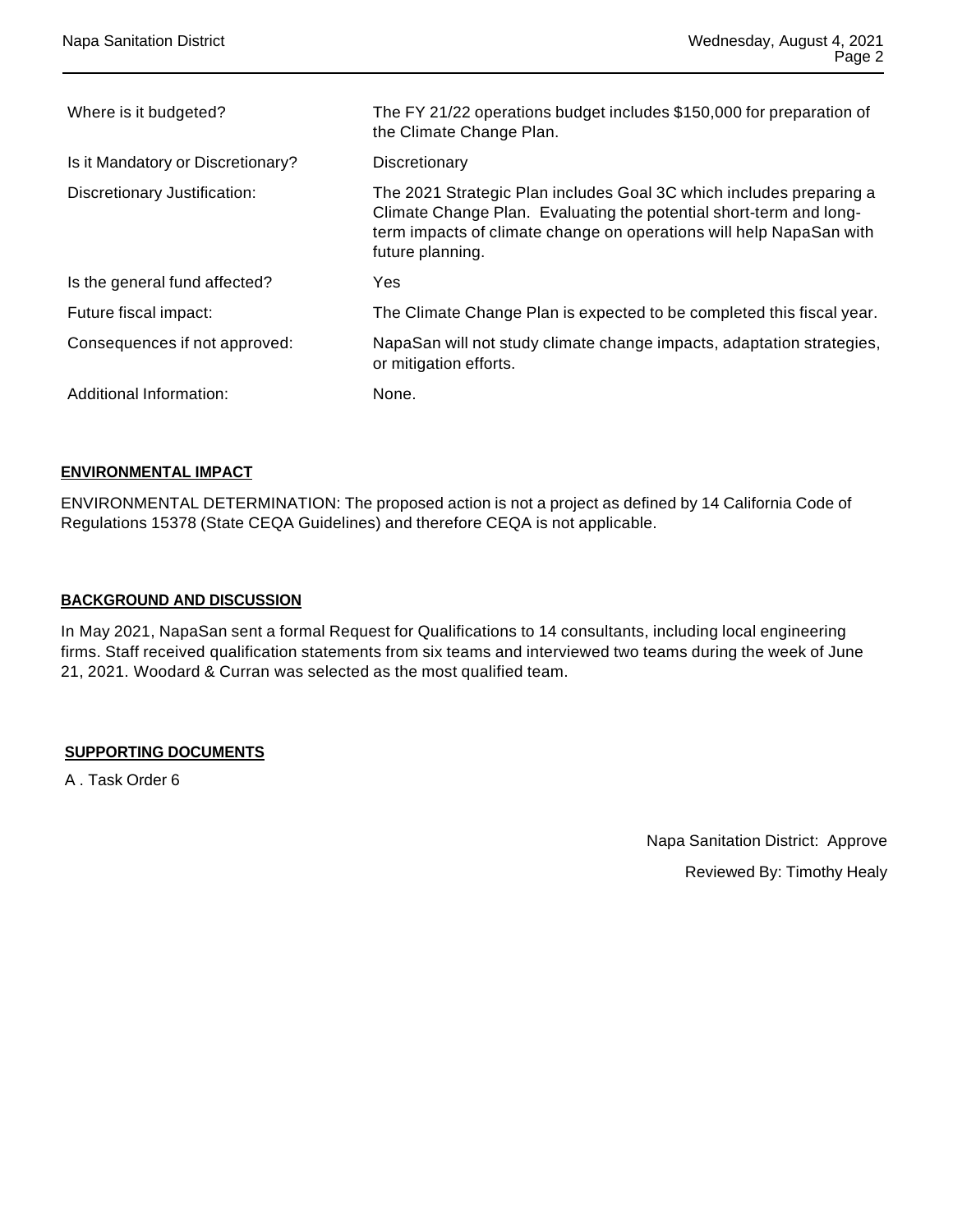| | |
|---|---|
| Where is it budgeted? | The FY 21/22 operations budget includes $150,000 for preparation of the Climate Change Plan. |
| Is it Mandatory or Discretionary? | Discretionary |
| Discretionary Justification: | The 2021 Strategic Plan includes Goal 3C which includes preparing a Climate Change Plan. Evaluating the potential short-term and long-term impacts of climate change on operations will help NapaSan with future planning. |
| Is the general fund affected? | Yes |
| Future fiscal impact: | The Climate Change Plan is expected to be completed this fiscal year. |
| Consequences if not approved: | NapaSan will not study climate change impacts, adaptation strategies, or mitigation efforts. |
| Additional Information: | None. |

## ENVIRONMENTAL IMPACT

ENVIRONMENTAL DETERMINATION: The proposed action is not a project as defined by 14 California Code of Regulations 15378 (State CEQA Guidelines) and therefore CEQA is not applicable.

## BACKGROUND AND DISCUSSION

In May 2021, NapaSan sent a formal Request for Qualifications to 14 consultants, including local engineering firms. Staff received qualification statements from six teams and interviewed two teams during the week of June 21, 2021. Woodard & Curran was selected as the most qualified team.

## SUPPORTING DOCUMENTS

A . Task Order 6

Napa Sanitation District: Approve

Reviewed By: Timothy Healy